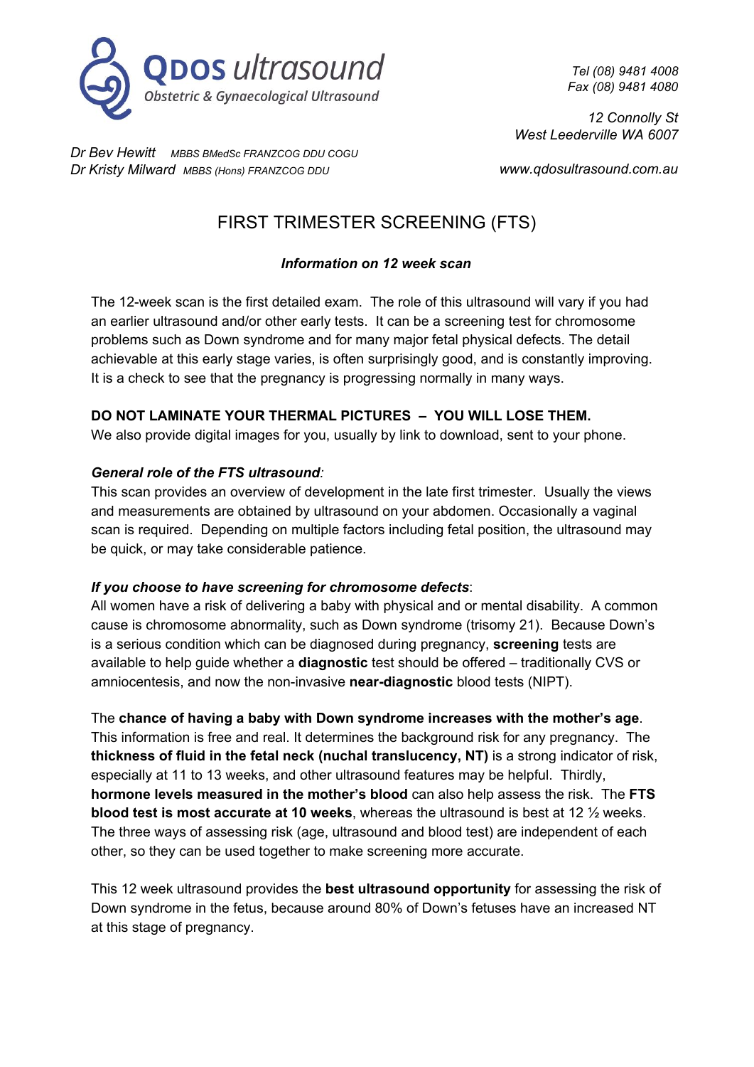**QDOS ultrasound**
*Obstetric & Gynaecological Ultrasound*

*Tel (08) 9481 4008*
*Fax (08) 9481 4080*

*12 Connolly St*
*West Leederville WA 6007*

*Dr Bev Hewitt* *MBBS BMedSc FRANZCOG DDU COGU*
*Dr Kristy Milward* *MBBS (Hons) FRANZCOG DDU*

*www.qdosultrasound.com.au*

# FIRST TRIMESTER SCREENING (FTS)

***Information on 12 week scan***

The 12-week scan is the first detailed exam. The role of this ultrasound will vary if you had an earlier ultrasound and/or other early tests. It can be a screening test for chromosome problems such as Down syndrome and for many major fetal physical defects. The detail achievable at this early stage varies, is often surprisingly good, and is constantly improving. It is a check to see that the pregnancy is progressing normally in many ways.

**DO NOT LAMINATE YOUR THERMAL PICTURES – YOU WILL LOSE THEM.**
We also provide digital images for you, usually by link to download, sent to your phone.

***General role of the FTS ultrasound***:
This scan provides an overview of development in the late first trimester. Usually the views and measurements are obtained by ultrasound on your abdomen. Occasionally a vaginal scan is required. Depending on multiple factors including fetal position, the ultrasound may be quick, or may take considerable patience.

***If you choose to have screening for chromosome defects***:
All women have a risk of delivering a baby with physical and or mental disability. A common cause is chromosome abnormality, such as Down syndrome (trisomy 21). Because Down's is a serious condition which can be diagnosed during pregnancy, **screening** tests are available to help guide whether a **diagnostic** test should be offered – traditionally CVS or amniocentesis, and now the non-invasive **near-diagnostic** blood tests (NIPT).

The **chance of having a baby with Down syndrome increases with the mother's age**. This information is free and real. It determines the background risk for any pregnancy. The **thickness of fluid in the fetal neck (nuchal translucency, NT)** is a strong indicator of risk, especially at 11 to 13 weeks, and other ultrasound features may be helpful. Thirdly, **hormone levels measured in the mother's blood** can also help assess the risk. The **FTS blood test is most accurate at 10 weeks**, whereas the ultrasound is best at 12 ½ weeks. The three ways of assessing risk (age, ultrasound and blood test) are independent of each other, so they can be used together to make screening more accurate.

This 12 week ultrasound provides the **best ultrasound opportunity** for assessing the risk of Down syndrome in the fetus, because around 80% of Down's fetuses have an increased NT at this stage of pregnancy.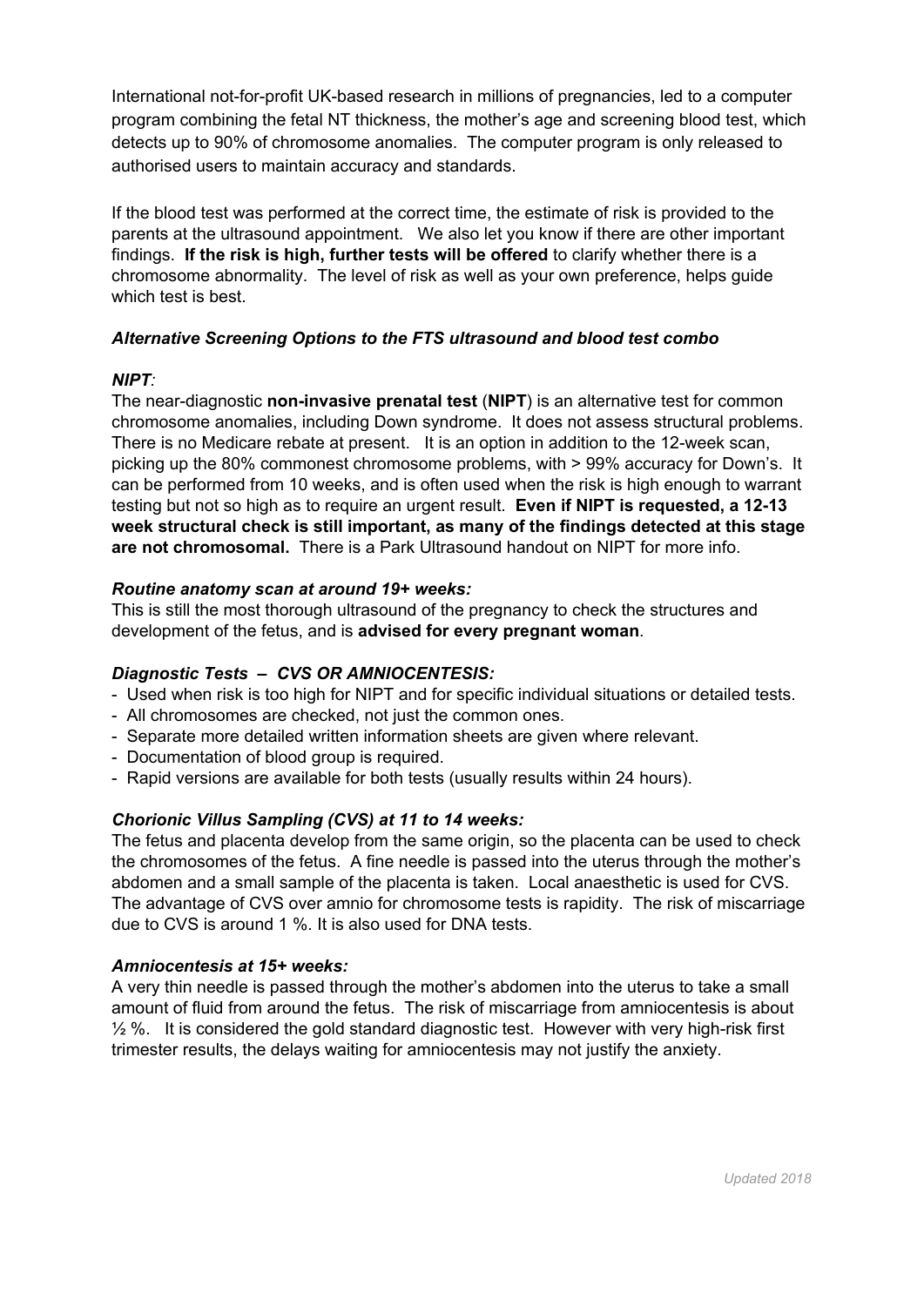International not-for-profit UK-based research in millions of pregnancies, led to a computer program combining the fetal NT thickness, the mother's age and screening blood test, which detects up to 90% of chromosome anomalies. The computer program is only released to authorised users to maintain accuracy and standards.

If the blood test was performed at the correct time, the estimate of risk is provided to the parents at the ultrasound appointment. We also let you know if there are other important findings. **If the risk is high, further tests will be offered** to clarify whether there is a chromosome abnormality. The level of risk as well as your own preference, helps guide which test is best.

### *Alternative Screening Options to the FTS ultrasound and blood test combo*

#### *NIPT:*

The near-diagnostic **non-invasive prenatal test** (**NIPT**) is an alternative test for common chromosome anomalies, including Down syndrome. It does not assess structural problems. There is no Medicare rebate at present. It is an option in addition to the 12-week scan, picking up the 80% commonest chromosome problems, with > 99% accuracy for Down's. It can be performed from 10 weeks, and is often used when the risk is high enough to warrant testing but not so high as to require an urgent result. **Even if NIPT is requested, a 12-13 week structural check is still important, as many of the findings detected at this stage are not chromosomal.** There is a Park Ultrasound handout on NIPT for more info.

#### *Routine anatomy scan at around 19+ weeks:*

This is still the most thorough ultrasound of the pregnancy to check the structures and development of the fetus, and is **advised for every pregnant woman**.

#### *Diagnostic Tests – CVS OR AMNIOCENTESIS:*

- Used when risk is too high for NIPT and for specific individual situations or detailed tests.
- All chromosomes are checked, not just the common ones.
- Separate more detailed written information sheets are given where relevant.
- Documentation of blood group is required.
- Rapid versions are available for both tests (usually results within 24 hours).

#### *Chorionic Villus Sampling (CVS) at 11 to 14 weeks:*

The fetus and placenta develop from the same origin, so the placenta can be used to check the chromosomes of the fetus. A fine needle is passed into the uterus through the mother's abdomen and a small sample of the placenta is taken. Local anaesthetic is used for CVS. The advantage of CVS over amnio for chromosome tests is rapidity. The risk of miscarriage due to CVS is around 1 %. It is also used for DNA tests.

#### *Amniocentesis at 15+ weeks:*

A very thin needle is passed through the mother's abdomen into the uterus to take a small amount of fluid from around the fetus. The risk of miscarriage from amniocentesis is about ½ %. It is considered the gold standard diagnostic test. However with very high-risk first trimester results, the delays waiting for amniocentesis may not justify the anxiety.

*Updated 2018*